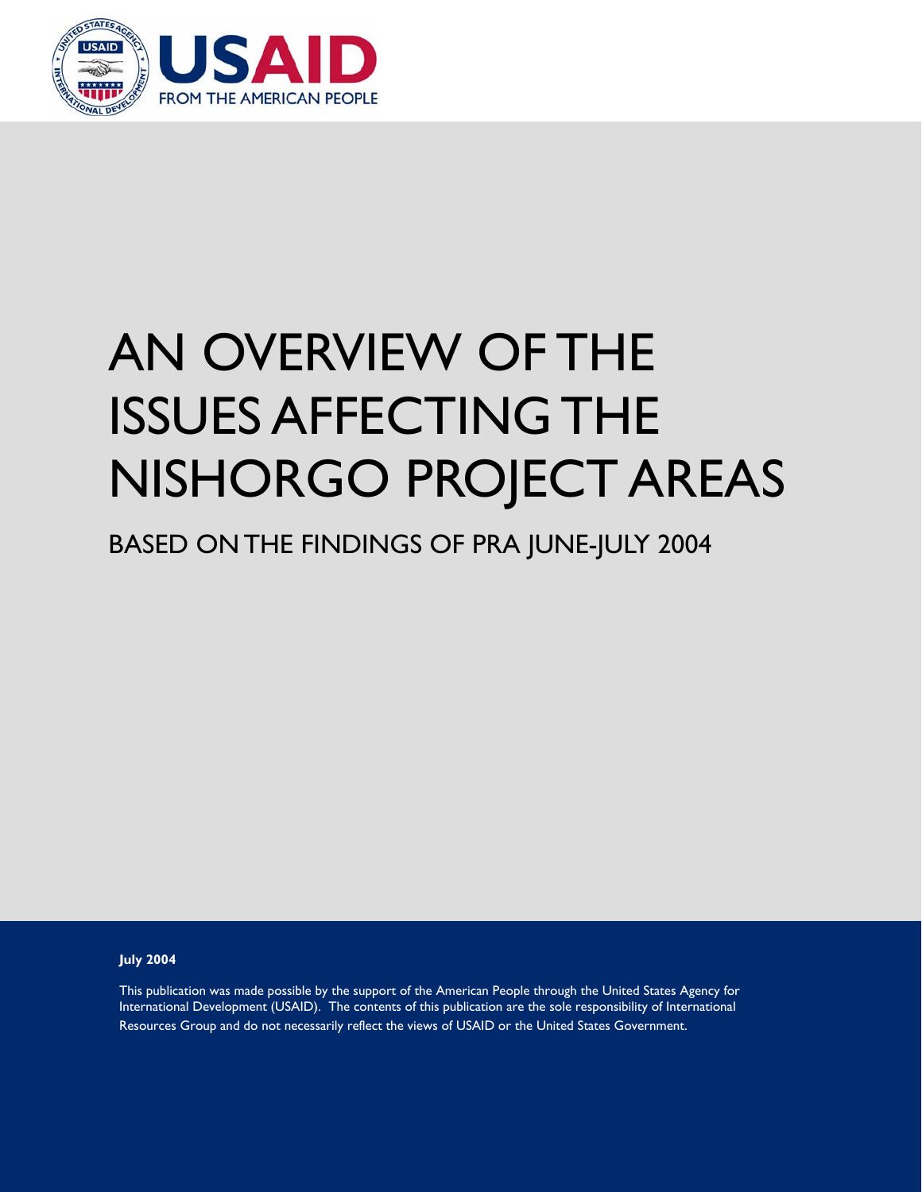USAID

FROM THE AMERICAN PEOPLE

# AN OVERVIEW OF THE ISSUES AFFECTING THE NISHORGO PROJECT AREAS

## BASED ON THE FINDINGS OF PRA JUNE-JULY 2004

**July 2004**

This publication was made possible by the support of the American People through the United States Agency for International Development (USAID). The contents of this publication are the sole responsibility of International Resources Group and do not necessarily reflect the views of USAID or the United States Government.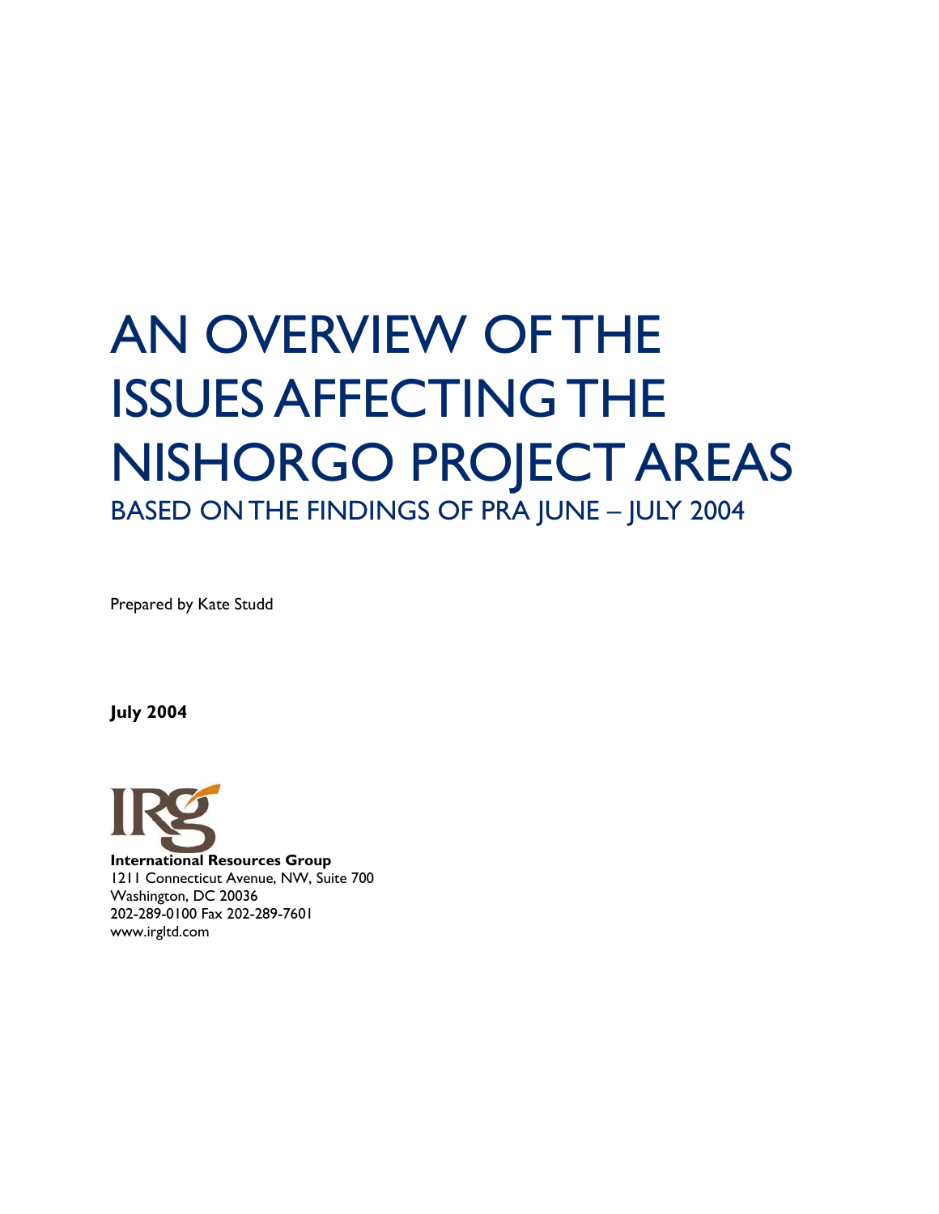# AN OVERVIEW OF THE ISSUES AFFECTING THE NISHORGO PROJECT AREAS

## BASED ON THE FINDINGS OF PRA JUNE – JULY 2004

Prepared by Kate Studd

**July 2004**

**International Resources Group**
1211 Connecticut Avenue, NW, Suite 700
Washington, DC 20036
202-289-0100 Fax 202-289-7601
www.irgltd.com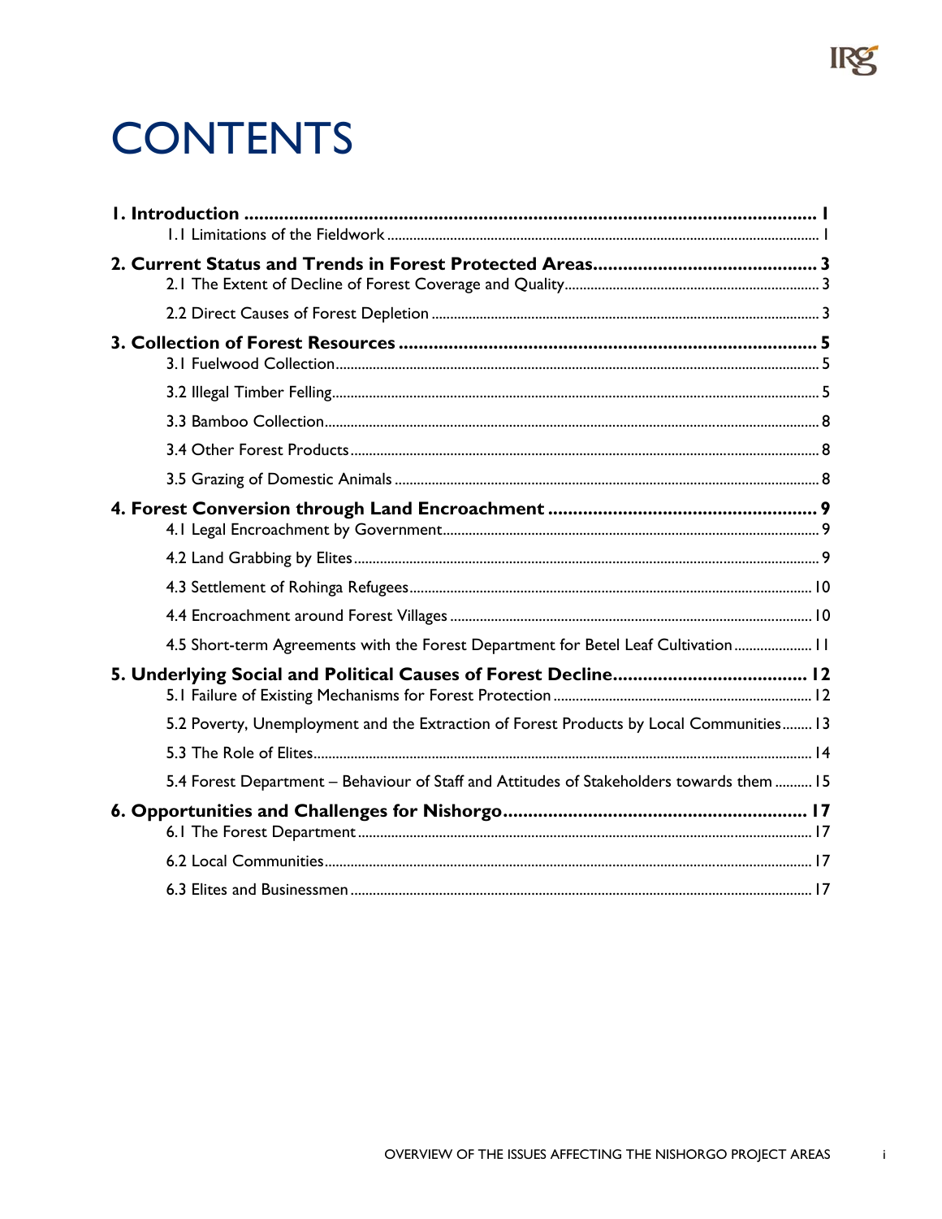# CONTENTS

**1. Introduction** .................................................. **1**

- 1.1 Limitations of the Fieldwork .................................................. 1

**2. Current Status and Trends in Forest Protected Areas** .................................................. **3**

- 2.1 The Extent of Decline of Forest Coverage and Quality .................................................. 3
- 2.2 Direct Causes of Forest Depletion .................................................. 3

**3. Collection of Forest Resources** .................................................. **5**

- 3.1 Fuelwood Collection .................................................. 5
- 3.2 Illegal Timber Felling .................................................. 5
- 3.3 Bamboo Collection .................................................. 8
- 3.4 Other Forest Products .................................................. 8
- 3.5 Grazing of Domestic Animals .................................................. 8

**4. Forest Conversion through Land Encroachment** .................................................. **9**

- 4.1 Legal Encroachment by Government .................................................. 9
- 4.2 Land Grabbing by Elites .................................................. 9
- 4.3 Settlement of Rohinga Refugees .................................................. 10
- 4.4 Encroachment around Forest Villages .................................................. 10
- 4.5 Short-term Agreements with the Forest Department for Betel Leaf Cultivation .................................................. 11

**5. Underlying Social and Political Causes of Forest Decline** .................................................. **12**

- 5.1 Failure of Existing Mechanisms for Forest Protection .................................................. 12
- 5.2 Poverty, Unemployment and the Extraction of Forest Products by Local Communities .................................................. 13
- 5.3 The Role of Elites .................................................. 14
- 5.4 Forest Department – Behaviour of Staff and Attitudes of Stakeholders towards them .................................................. 15

**6. Opportunities and Challenges for Nishorgo** .................................................. **17**

- 6.1 The Forest Department .................................................. 17
- 6.2 Local Communities .................................................. 17
- 6.3 Elites and Businessmen .................................................. 17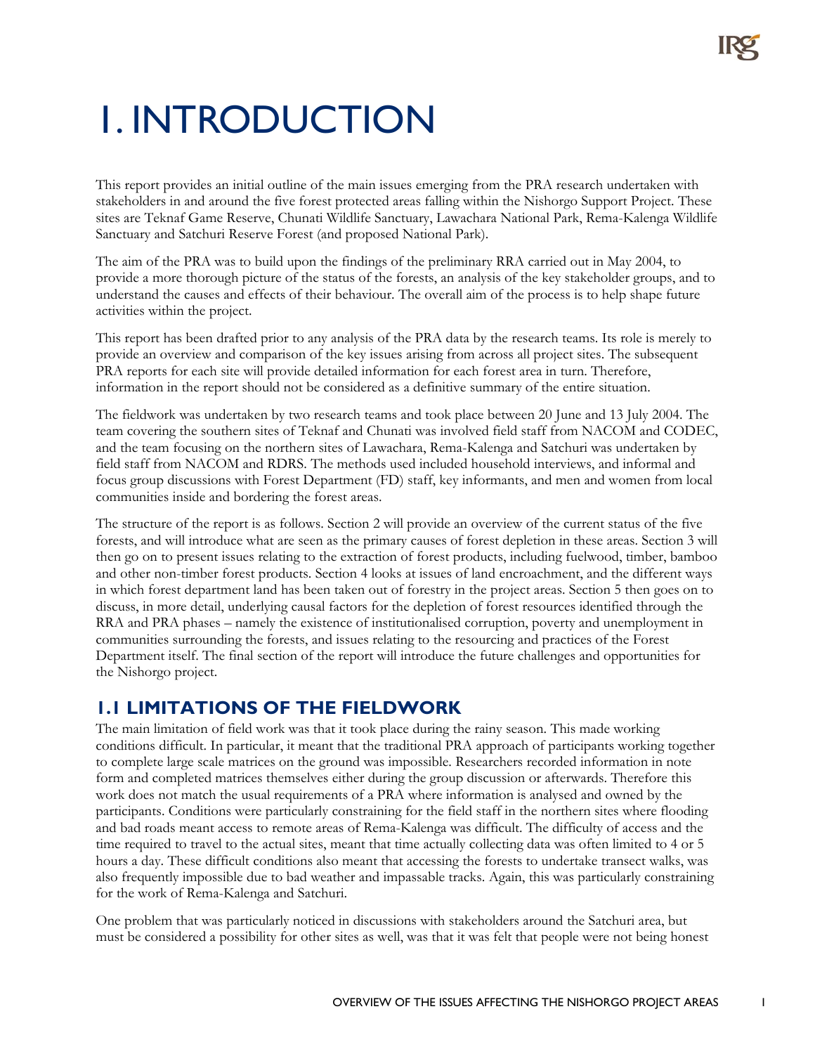# 1. INTRODUCTION

This report provides an initial outline of the main issues emerging from the PRA research undertaken with stakeholders in and around the five forest protected areas falling within the Nishorgo Support Project. These sites are Teknaf Game Reserve, Chunati Wildlife Sanctuary, Lawachara National Park, Rema-Kalenga Wildlife Sanctuary and Satchuri Reserve Forest (and proposed National Park).

The aim of the PRA was to build upon the findings of the preliminary RRA carried out in May 2004, to provide a more thorough picture of the status of the forests, an analysis of the key stakeholder groups, and to understand the causes and effects of their behaviour. The overall aim of the process is to help shape future activities within the project.

This report has been drafted prior to any analysis of the PRA data by the research teams. Its role is merely to provide an overview and comparison of the key issues arising from across all project sites. The subsequent PRA reports for each site will provide detailed information for each forest area in turn. Therefore, information in the report should not be considered as a definitive summary of the entire situation.

The fieldwork was undertaken by two research teams and took place between 20 June and 13 July 2004. The team covering the southern sites of Teknaf and Chunati was involved field staff from NACOM and CODEC, and the team focusing on the northern sites of Lawachara, Rema-Kalenga and Satchuri was undertaken by field staff from NACOM and RDRS. The methods used included household interviews, and informal and focus group discussions with Forest Department (FD) staff, key informants, and men and women from local communities inside and bordering the forest areas.

The structure of the report is as follows. Section 2 will provide an overview of the current status of the five forests, and will introduce what are seen as the primary causes of forest depletion in these areas. Section 3 will then go on to present issues relating to the extraction of forest products, including fuelwood, timber, bamboo and other non-timber forest products. Section 4 looks at issues of land encroachment, and the different ways in which forest department land has been taken out of forestry in the project areas. Section 5 then goes on to discuss, in more detail, underlying causal factors for the depletion of forest resources identified through the RRA and PRA phases – namely the existence of institutionalised corruption, poverty and unemployment in communities surrounding the forests, and issues relating to the resourcing and practices of the Forest Department itself. The final section of the report will introduce the future challenges and opportunities for the Nishorgo project.

## 1.1 LIMITATIONS OF THE FIELDWORK

The main limitation of field work was that it took place during the rainy season. This made working conditions difficult. In particular, it meant that the traditional PRA approach of participants working together to complete large scale matrices on the ground was impossible. Researchers recorded information in note form and completed matrices themselves either during the group discussion or afterwards. Therefore this work does not match the usual requirements of a PRA where information is analysed and owned by the participants. Conditions were particularly constraining for the field staff in the northern sites where flooding and bad roads meant access to remote areas of Rema-Kalenga was difficult. The difficulty of access and the time required to travel to the actual sites, meant that time actually collecting data was often limited to 4 or 5 hours a day. These difficult conditions also meant that accessing the forests to undertake transect walks, was also frequently impossible due to bad weather and impassable tracks. Again, this was particularly constraining for the work of Rema-Kalenga and Satchuri.

One problem that was particularly noticed in discussions with stakeholders around the Satchuri area, but must be considered a possibility for other sites as well, was that it was felt that people were not being honest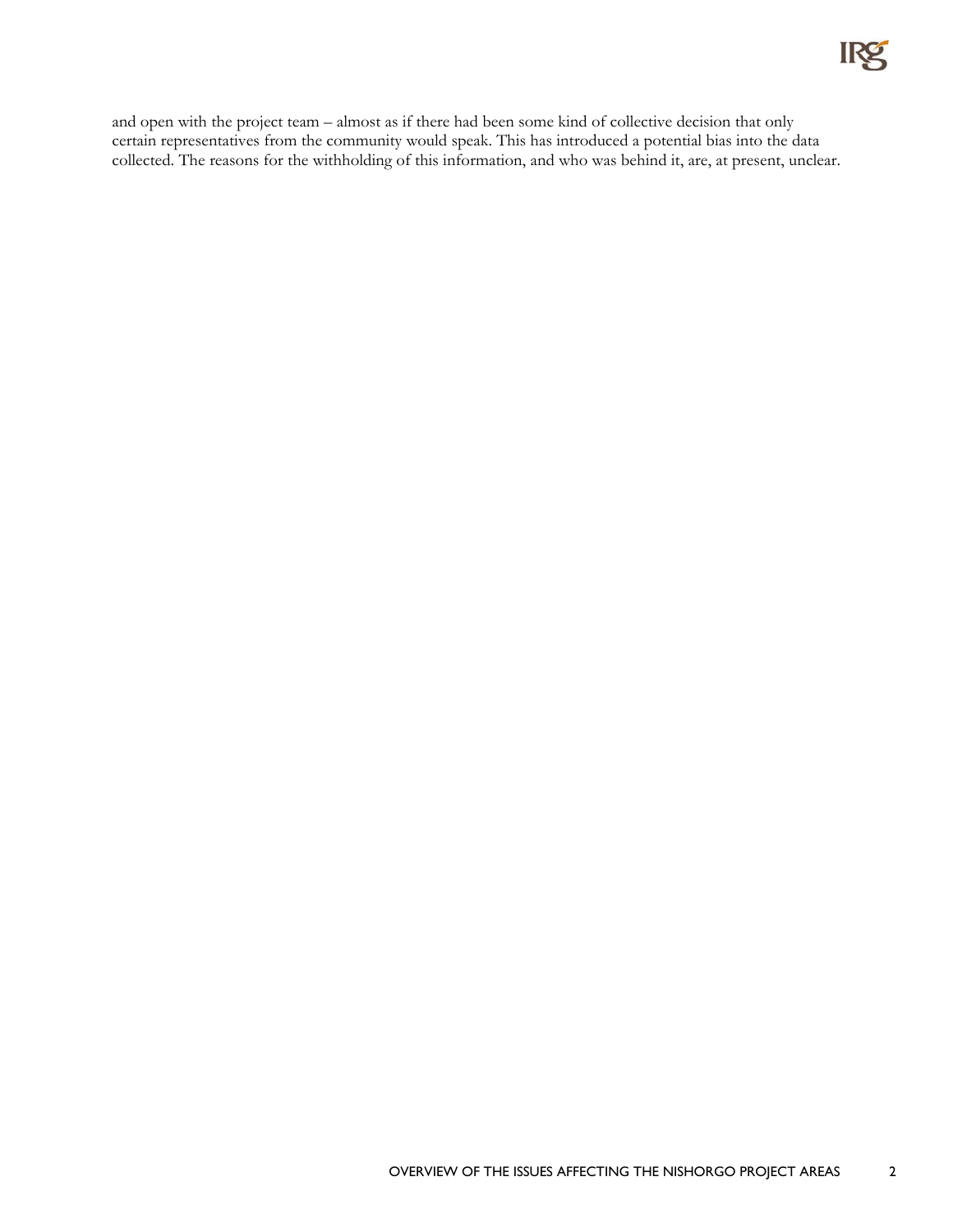and open with the project team – almost as if there had been some kind of collective decision that only certain representatives from the community would speak. This has introduced a potential bias into the data collected. The reasons for the withholding of this information, and who was behind it, are, at present, unclear.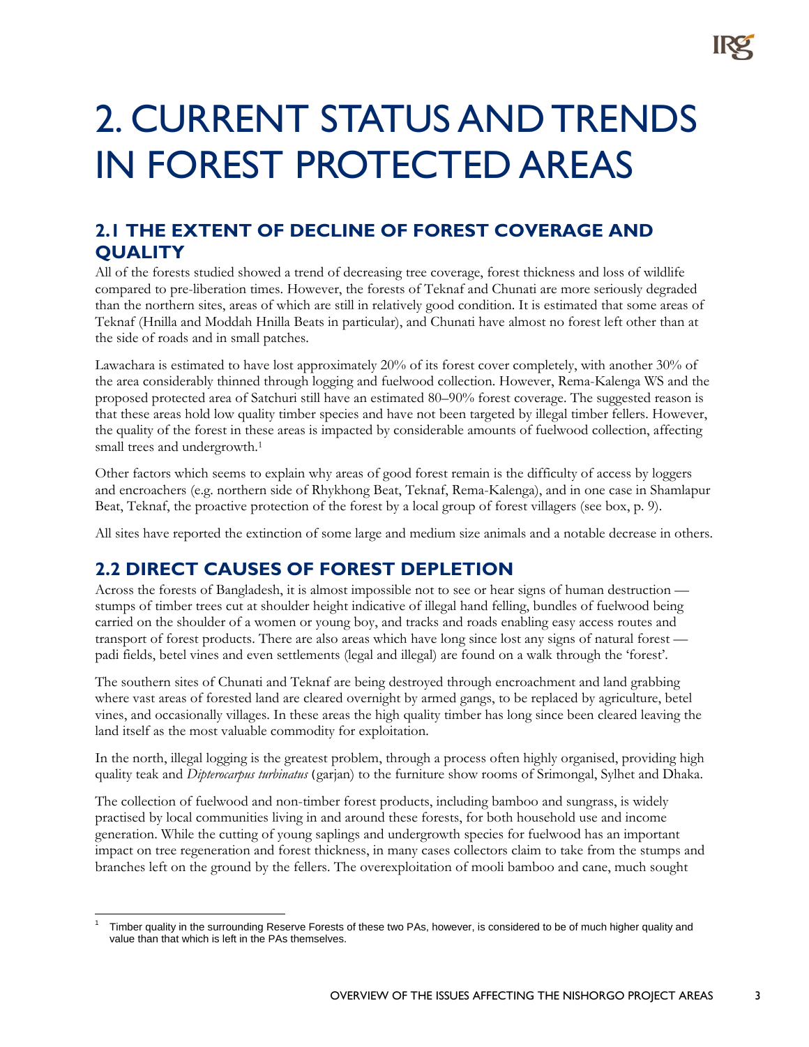# 2. CURRENT STATUS AND TRENDS IN FOREST PROTECTED AREAS

## 2.1 THE EXTENT OF DECLINE OF FOREST COVERAGE AND QUALITY

All of the forests studied showed a trend of decreasing tree coverage, forest thickness and loss of wildlife compared to pre-liberation times. However, the forests of Teknaf and Chunati are more seriously degraded than the northern sites, areas of which are still in relatively good condition. It is estimated that some areas of Teknaf (Hnilla and Moddah Hnilla Beats in particular), and Chunati have almost no forest left other than at the side of roads and in small patches.

Lawachara is estimated to have lost approximately 20% of its forest cover completely, with another 30% of the area considerably thinned through logging and fuelwood collection. However, Rema-Kalenga WS and the proposed protected area of Satchuri still have an estimated 80–90% forest coverage. The suggested reason is that these areas hold low quality timber species and have not been targeted by illegal timber fellers. However, the quality of the forest in these areas is impacted by considerable amounts of fuelwood collection, affecting small trees and undergrowth.[1]

Other factors which seems to explain why areas of good forest remain is the difficulty of access by loggers and encroachers (e.g. northern side of Rhykhong Beat, Teknaf, Rema-Kalenga), and in one case in Shamlapur Beat, Teknaf, the proactive protection of the forest by a local group of forest villagers (see box, p. 9).

All sites have reported the extinction of some large and medium size animals and a notable decrease in others.

## 2.2 DIRECT CAUSES OF FOREST DEPLETION

Across the forests of Bangladesh, it is almost impossible not to see or hear signs of human destruction — stumps of timber trees cut at shoulder height indicative of illegal hand felling, bundles of fuelwood being carried on the shoulder of a women or young boy, and tracks and roads enabling easy access routes and transport of forest products. There are also areas which have long since lost any signs of natural forest — padi fields, betel vines and even settlements (legal and illegal) are found on a walk through the 'forest'.

The southern sites of Chunati and Teknaf are being destroyed through encroachment and land grabbing where vast areas of forested land are cleared overnight by armed gangs, to be replaced by agriculture, betel vines, and occasionally villages. In these areas the high quality timber has long since been cleared leaving the land itself as the most valuable commodity for exploitation.

In the north, illegal logging is the greatest problem, through a process often highly organised, providing high quality teak and *Dipterocarpus turbinatus* (garjan) to the furniture show rooms of Srimongal, Sylhet and Dhaka.

The collection of fuelwood and non-timber forest products, including bamboo and sungrass, is widely practised by local communities living in and around these forests, for both household use and income generation. While the cutting of young saplings and undergrowth species for fuelwood has an important impact on tree regeneration and forest thickness, in many cases collectors claim to take from the stumps and branches left on the ground by the fellers. The overexploitation of mooli bamboo and cane, much sought

---

[1] Timber quality in the surrounding Reserve Forests of these two PAs, however, is considered to be of much higher quality and value than that which is left in the PAs themselves.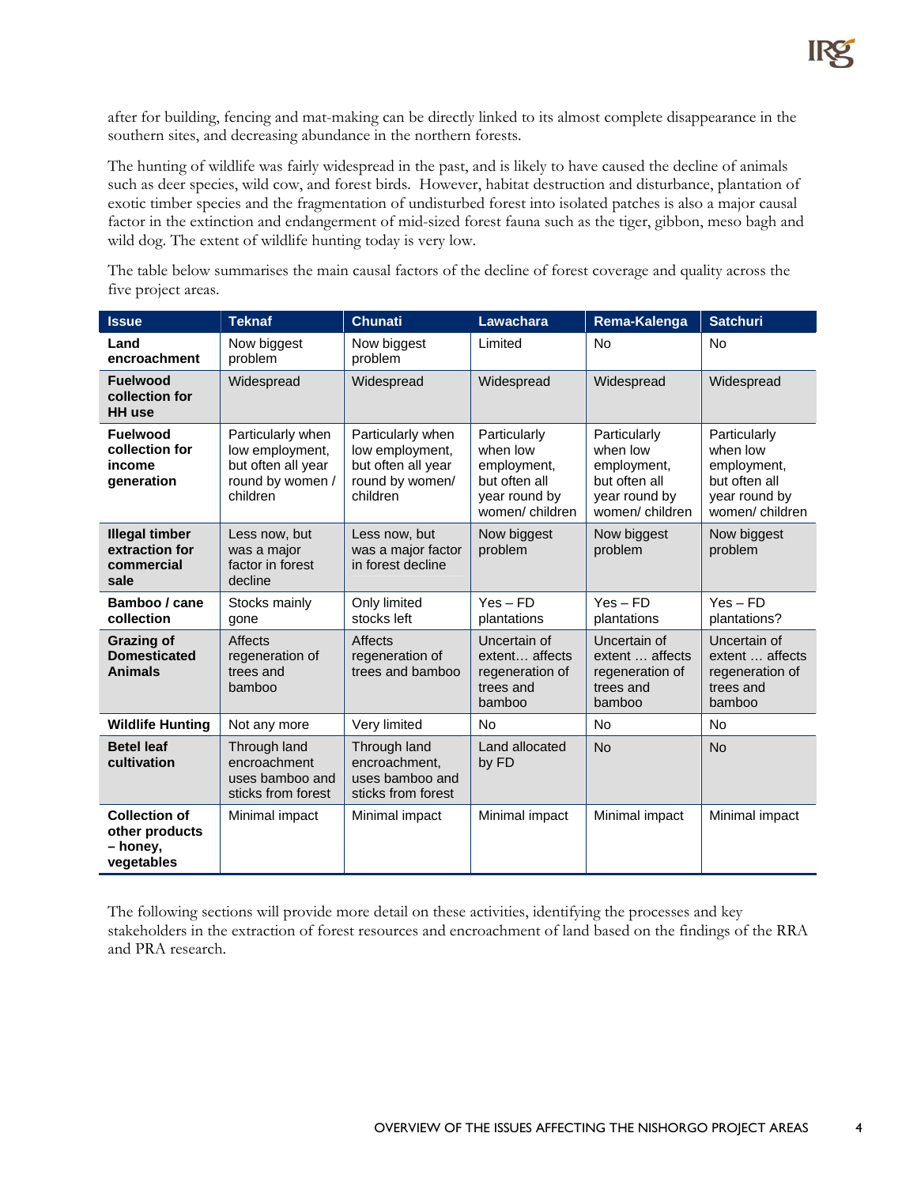after for building, fencing and mat-making can be directly linked to its almost complete disappearance in the southern sites, and decreasing abundance in the northern forests.

The hunting of wildlife was fairly widespread in the past, and is likely to have caused the decline of animals such as deer species, wild cow, and forest birds. However, habitat destruction and disturbance, plantation of exotic timber species and the fragmentation of undisturbed forest into isolated patches is also a major causal factor in the extinction and endangerment of mid-sized forest fauna such as the tiger, gibbon, meso bagh and wild dog. The extent of wildlife hunting today is very low.

The table below summarises the main causal factors of the decline of forest coverage and quality across the five project areas.

| Issue | Teknaf | Chunati | Lawachara | Rema-Kalenga | Satchuri |
|---|---|---|---|---|---|
| **Land encroachment** | Now biggest problem | Now biggest problem | Limited | No | No |
| **Fuelwood collection for HH use** | Widespread | Widespread | Widespread | Widespread | Widespread |
| **Fuelwood collection for income generation** | Particularly when low employment, but often all year round by women / children | Particularly when low employment, but often all year round by women/ children | Particularly when low employment, but often all year round by women/ children | Particularly when low employment, but often all year round by women/ children | Particularly when low employment, but often all year round by women/ children |
| **Illegal timber extraction for commercial sale** | Less now, but was a major factor in forest decline | Less now, but was a major factor in forest decline | Now biggest problem | Now biggest problem | Now biggest problem |
| **Bamboo / cane collection** | Stocks mainly gone | Only limited stocks left | Yes – FD plantations | Yes – FD plantations | Yes – FD plantations? |
| **Grazing of Domesticated Animals** | Affects regeneration of trees and bamboo | Affects regeneration of trees and bamboo | Uncertain of extent… affects regeneration of trees and bamboo | Uncertain of extent … affects regeneration of trees and bamboo | Uncertain of extent … affects regeneration of trees and bamboo |
| **Wildlife Hunting** | Not any more | Very limited | No | No | No |
| **Betel leaf cultivation** | Through land encroachment uses bamboo and sticks from forest | Through land encroachment, uses bamboo and sticks from forest | Land allocated by FD | No | No |
| **Collection of other products – honey, vegetables** | Minimal impact | Minimal impact | Minimal impact | Minimal impact | Minimal impact |

The following sections will provide more detail on these activities, identifying the processes and key stakeholders in the extraction of forest resources and encroachment of land based on the findings of the RRA and PRA research.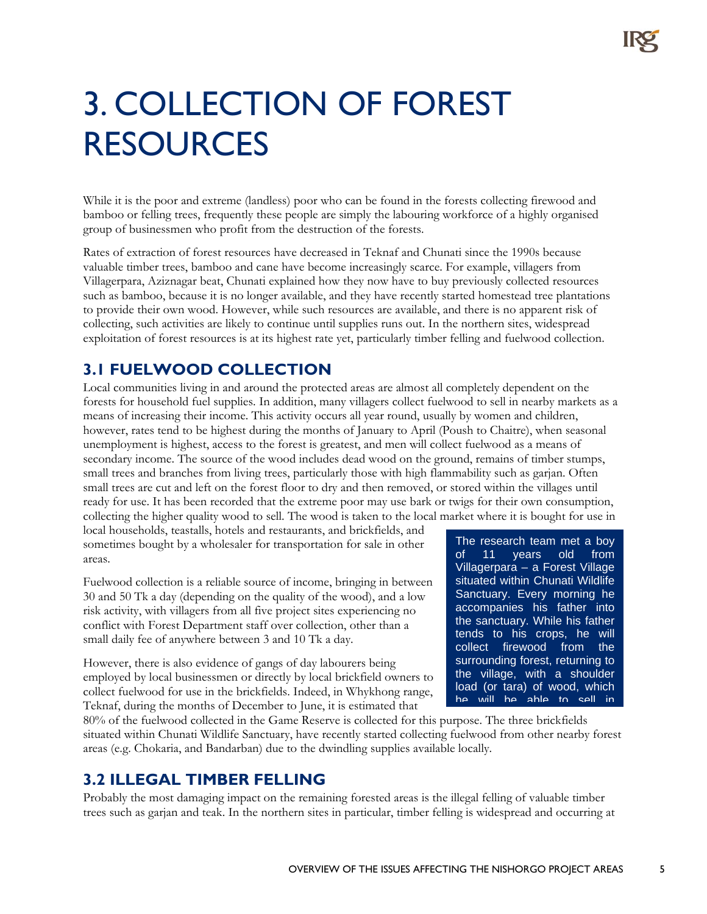# 3. COLLECTION OF FOREST RESOURCES

While it is the poor and extreme (landless) poor who can be found in the forests collecting firewood and bamboo or felling trees, frequently these people are simply the labouring workforce of a highly organised group of businessmen who profit from the destruction of the forests.

Rates of extraction of forest resources have decreased in Teknaf and Chunati since the 1990s because valuable timber trees, bamboo and cane have become increasingly scarce. For example, villagers from Villagerpara, Aziznagar beat, Chunati explained how they now have to buy previously collected resources such as bamboo, because it is no longer available, and they have recently started homestead tree plantations to provide their own wood. However, while such resources are available, and there is no apparent risk of collecting, such activities are likely to continue until supplies runs out. In the northern sites, widespread exploitation of forest resources is at its highest rate yet, particularly timber felling and fuelwood collection.

## 3.1 FUELWOOD COLLECTION

Local communities living in and around the protected areas are almost all completely dependent on the forests for household fuel supplies. In addition, many villagers collect fuelwood to sell in nearby markets as a means of increasing their income. This activity occurs all year round, usually by women and children, however, rates tend to be highest during the months of January to April (Poush to Chaitre), when seasonal unemployment is highest, access to the forest is greatest, and men will collect fuelwood as a means of secondary income. The source of the wood includes dead wood on the ground, remains of timber stumps, small trees and branches from living trees, particularly those with high flammability such as garjan. Often small trees are cut and left on the forest floor to dry and then removed, or stored within the villages until ready for use. It has been recorded that the extreme poor may use bark or twigs for their own consumption, collecting the higher quality wood to sell. The wood is taken to the local market where it is bought for use in local households, teastalls, hotels and restaurants, and brickfields, and sometimes bought by a wholesaler for transportation for sale in other areas.

Fuelwood collection is a reliable source of income, bringing in between 30 and 50 Tk a day (depending on the quality of the wood), and a low risk activity, with villagers from all five project sites experiencing no conflict with Forest Department staff over collection, other than a small daily fee of anywhere between 3 and 10 Tk a day.

However, there is also evidence of gangs of day labourers being employed by local businessmen or directly by local brickfield owners to collect fuelwood for use in the brickfields. Indeed, in Whykhong range, Teknaf, during the months of December to June, it is estimated that 80% of the fuelwood collected in the Game Reserve is collected for this purpose. The three brickfields situated within Chunati Wildlife Sanctuary, have recently started collecting fuelwood from other nearby forest areas (e.g. Chokaria, and Bandarban) due to the dwindling supplies available locally.

> The research team met a boy of 11 years old from Villagerpara – a Forest Village situated within Chunati Wildlife Sanctuary. Every morning he accompanies his father into the sanctuary. While his father tends to his crops, he will collect firewood from the surrounding forest, returning to the village, with a shoulder load (or tara) of wood, which he will be able to sell in

## 3.2 ILLEGAL TIMBER FELLING

Probably the most damaging impact on the remaining forested areas is the illegal felling of valuable timber trees such as garjan and teak. In the northern sites in particular, timber felling is widespread and occurring at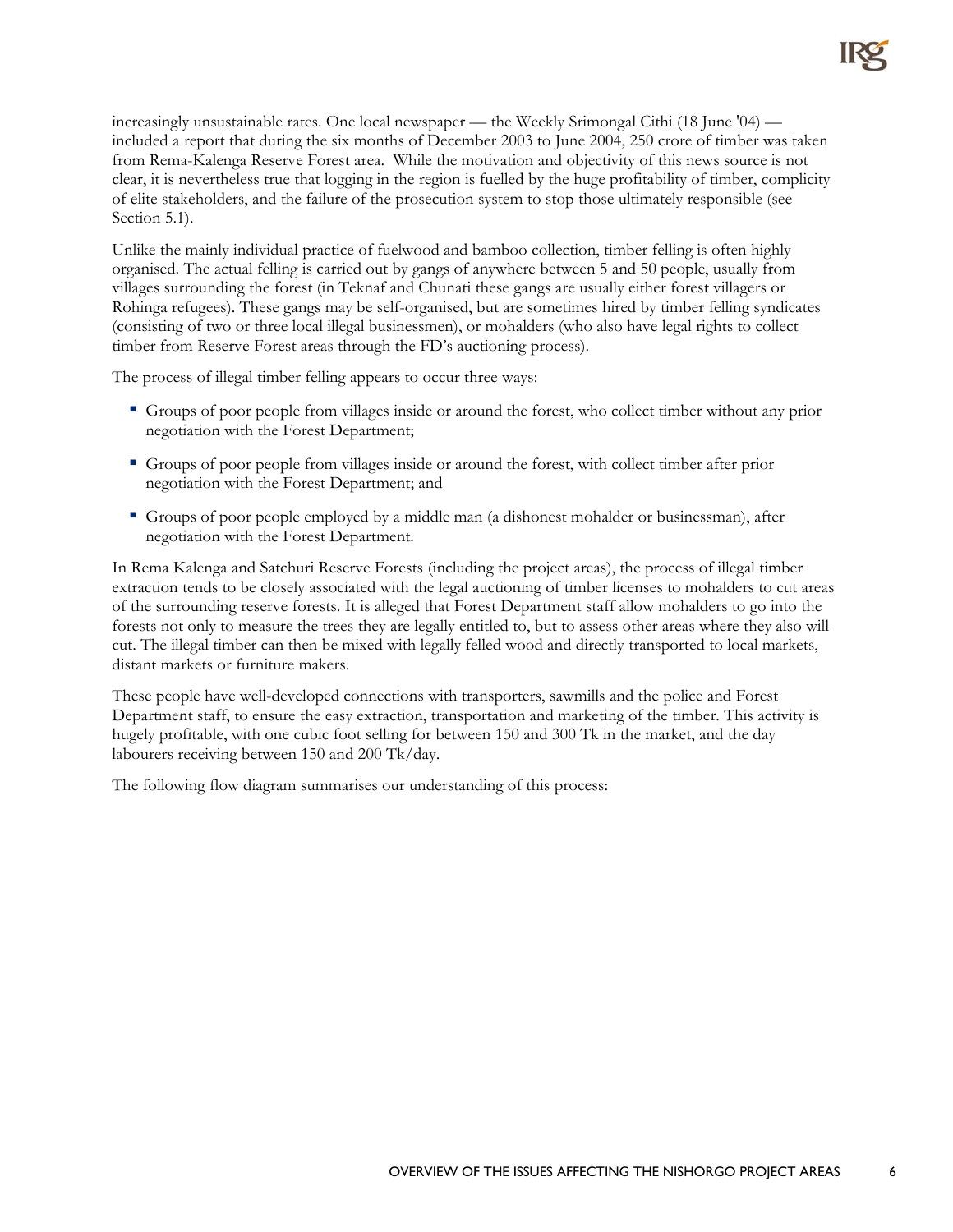increasingly unsustainable rates. One local newspaper — the Weekly Srimongal Cithi (18 June '04) — included a report that during the six months of December 2003 to June 2004, 250 crore of timber was taken from Rema-Kalenga Reserve Forest area. While the motivation and objectivity of this news source is not clear, it is nevertheless true that logging in the region is fuelled by the huge profitability of timber, complicity of elite stakeholders, and the failure of the prosecution system to stop those ultimately responsible (see Section 5.1).

Unlike the mainly individual practice of fuelwood and bamboo collection, timber felling is often highly organised. The actual felling is carried out by gangs of anywhere between 5 and 50 people, usually from villages surrounding the forest (in Teknaf and Chunati these gangs are usually either forest villagers or Rohinga refugees). These gangs may be self-organised, but are sometimes hired by timber felling syndicates (consisting of two or three local illegal businessmen), or mohalders (who also have legal rights to collect timber from Reserve Forest areas through the FD's auctioning process).

The process of illegal timber felling appears to occur three ways:

- Groups of poor people from villages inside or around the forest, who collect timber without any prior negotiation with the Forest Department;
- Groups of poor people from villages inside or around the forest, with collect timber after prior negotiation with the Forest Department; and
- Groups of poor people employed by a middle man (a dishonest mohalder or businessman), after negotiation with the Forest Department.

In Rema Kalenga and Satchuri Reserve Forests (including the project areas), the process of illegal timber extraction tends to be closely associated with the legal auctioning of timber licenses to mohalders to cut areas of the surrounding reserve forests. It is alleged that Forest Department staff allow mohalders to go into the forests not only to measure the trees they are legally entitled to, but to assess other areas where they also will cut. The illegal timber can then be mixed with legally felled wood and directly transported to local markets, distant markets or furniture makers.

These people have well-developed connections with transporters, sawmills and the police and Forest Department staff, to ensure the easy extraction, transportation and marketing of the timber. This activity is hugely profitable, with one cubic foot selling for between 150 and 300 Tk in the market, and the day labourers receiving between 150 and 200 Tk/day.

The following flow diagram summarises our understanding of this process: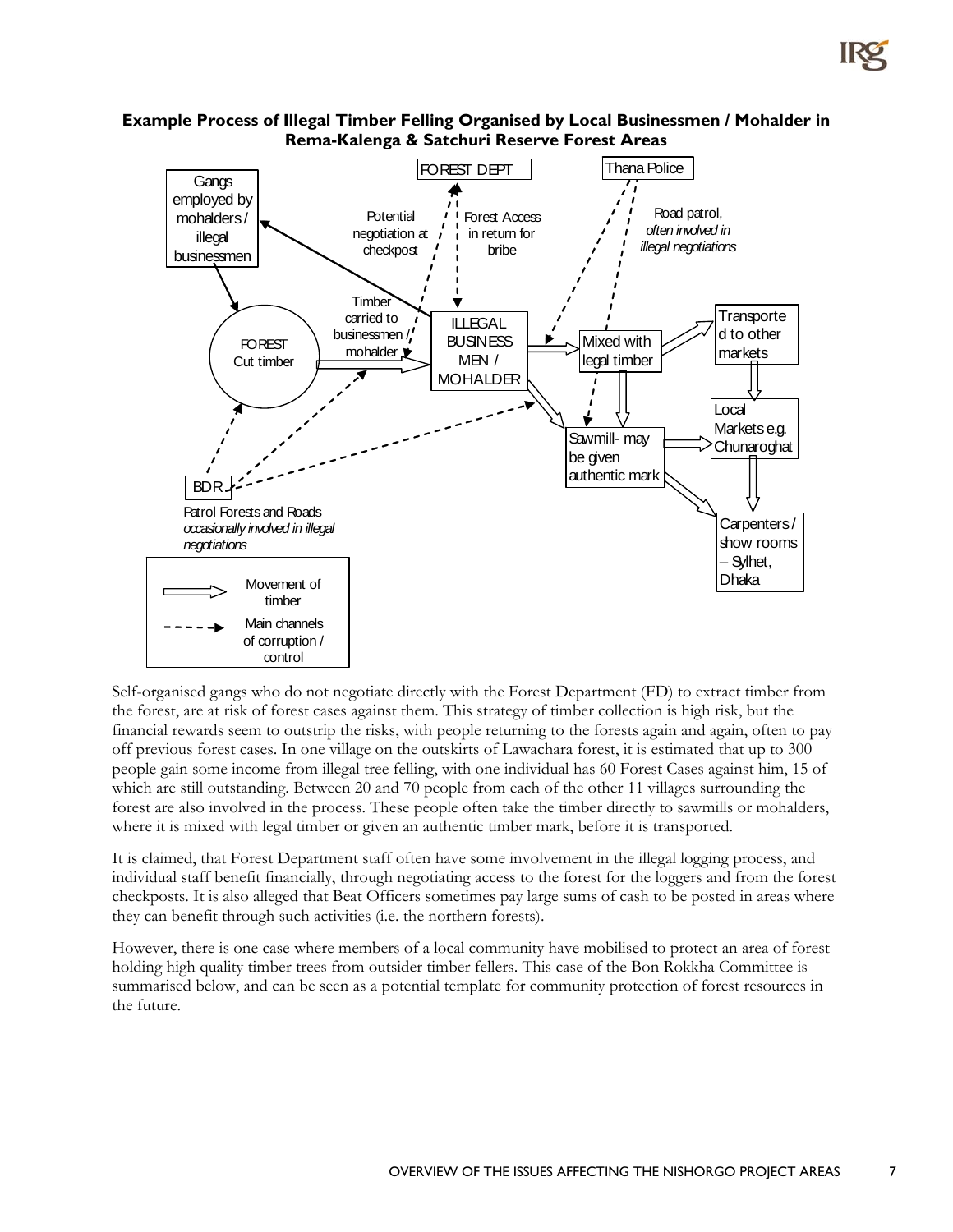**Example Process of Illegal Timber Felling Organised by Local Businessmen / Mohalder in Rema-Kalenga & Satchuri Reserve Forest Areas**

FOREST DEPT

Thana Police

Gangs employed by mohalders / illegal businessmen

Potential negotiation at checkpost

Forest Access in return for bribe

Road patrol, *often involved in illegal negotiations*

Timber carried to businessmen / mohalder

FOREST Cut timber

ILLEGAL BUSINESS MEN / MOHALDER

Mixed with legal timber

Transported to other markets

Local Markets e.g. Chunaroghat

Sawmill- may be given authentic mark

BDR

Patrol Forests and Roads *occasionally involved in illegal negotiations*

Carpenters / show rooms – Sylhet, Dhaka

Movement of timber

Main channels of corruption / control

Self-organised gangs who do not negotiate directly with the Forest Department (FD) to extract timber from the forest, are at risk of forest cases against them. This strategy of timber collection is high risk, but the financial rewards seem to outstrip the risks, with people returning to the forests again and again, often to pay off previous forest cases. In one village on the outskirts of Lawachara forest, it is estimated that up to 300 people gain some income from illegal tree felling, with one individual has 60 Forest Cases against him, 15 of which are still outstanding. Between 20 and 70 people from each of the other 11 villages surrounding the forest are also involved in the process. These people often take the timber directly to sawmills or mohalders, where it is mixed with legal timber or given an authentic timber mark, before it is transported.

It is claimed, that Forest Department staff often have some involvement in the illegal logging process, and individual staff benefit financially, through negotiating access to the forest for the loggers and from the forest checkposts. It is also alleged that Beat Officers sometimes pay large sums of cash to be posted in areas where they can benefit through such activities (i.e. the northern forests).

However, there is one case where members of a local community have mobilised to protect an area of forest holding high quality timber trees from outsider timber fellers. This case of the Bon Rokkha Committee is summarised below, and can be seen as a potential template for community protection of forest resources in the future.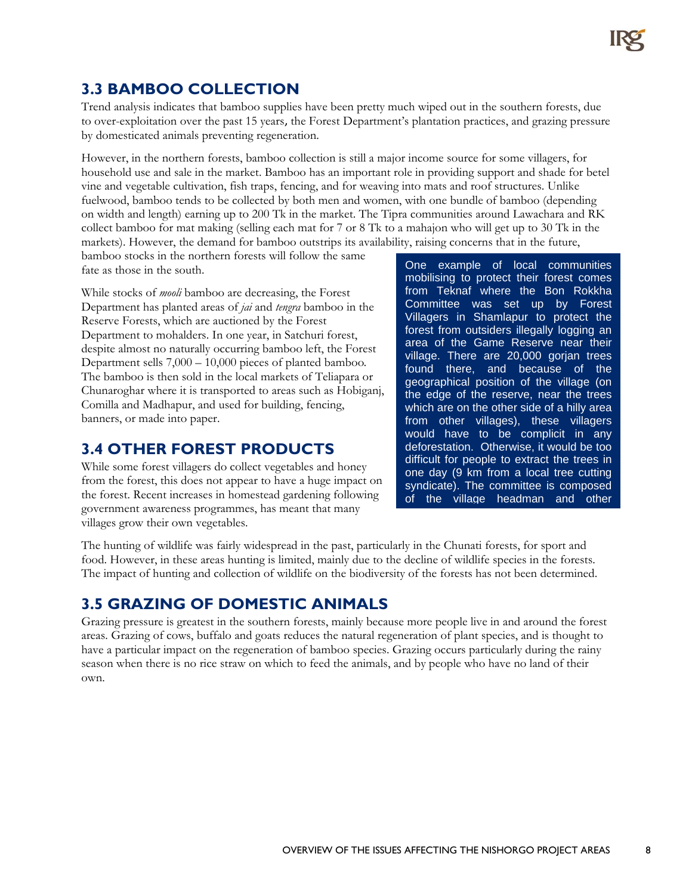## 3.3 BAMBOO COLLECTION

Trend analysis indicates that bamboo supplies have been pretty much wiped out in the southern forests, due to over-exploitation over the past 15 years, the Forest Department's plantation practices, and grazing pressure by domesticated animals preventing regeneration.

However, in the northern forests, bamboo collection is still a major income source for some villagers, for household use and sale in the market. Bamboo has an important role in providing support and shade for betel vine and vegetable cultivation, fish traps, fencing, and for weaving into mats and roof structures. Unlike fuelwood, bamboo tends to be collected by both men and women, with one bundle of bamboo (depending on width and length) earning up to 200 Tk in the market. The Tipra communities around Lawachara and RK collect bamboo for mat making (selling each mat for 7 or 8 Tk to a mahajon who will get up to 30 Tk in the markets). However, the demand for bamboo outstrips its availability, raising concerns that in the future, bamboo stocks in the northern forests will follow the same fate as those in the south.

While stocks of *mooli* bamboo are decreasing, the Forest Department has planted areas of *jai* and *tengra* bamboo in the Reserve Forests, which are auctioned by the Forest Department to mohalders. In one year, in Satchuri forest, despite almost no naturally occurring bamboo left, the Forest Department sells 7,000 – 10,000 pieces of planted bamboo. The bamboo is then sold in the local markets of Teliapara or Chunaroghar where it is transported to areas such as Hobiganj, Comilla and Madhapur, and used for building, fencing, banners, or made into paper.

> One example of local communities mobilising to protect their forest comes from Teknaf where the Bon Rokkha Committee was set up by Forest Villagers in Shamlapur to protect the forest from outsiders illegally logging an area of the Game Reserve near their village. There are 20,000 gorjan trees found there, and because of the geographical position of the village (on the edge of the reserve, near the trees which are on the other side of a hilly area from other villages), these villagers would have to be complicit in any deforestation. Otherwise, it would be too difficult for people to extract the trees in one day (9 km from a local tree cutting syndicate). The committee is composed of the village headman and other

## 3.4 OTHER FOREST PRODUCTS

While some forest villagers do collect vegetables and honey from the forest, this does not appear to have a huge impact on the forest. Recent increases in homestead gardening following government awareness programmes, has meant that many villages grow their own vegetables.

The hunting of wildlife was fairly widespread in the past, particularly in the Chunati forests, for sport and food. However, in these areas hunting is limited, mainly due to the decline of wildlife species in the forests. The impact of hunting and collection of wildlife on the biodiversity of the forests has not been determined.

## 3.5 GRAZING OF DOMESTIC ANIMALS

Grazing pressure is greatest in the southern forests, mainly because more people live in and around the forest areas. Grazing of cows, buffalo and goats reduces the natural regeneration of plant species, and is thought to have a particular impact on the regeneration of bamboo species. Grazing occurs particularly during the rainy season when there is no rice straw on which to feed the animals, and by people who have no land of their own.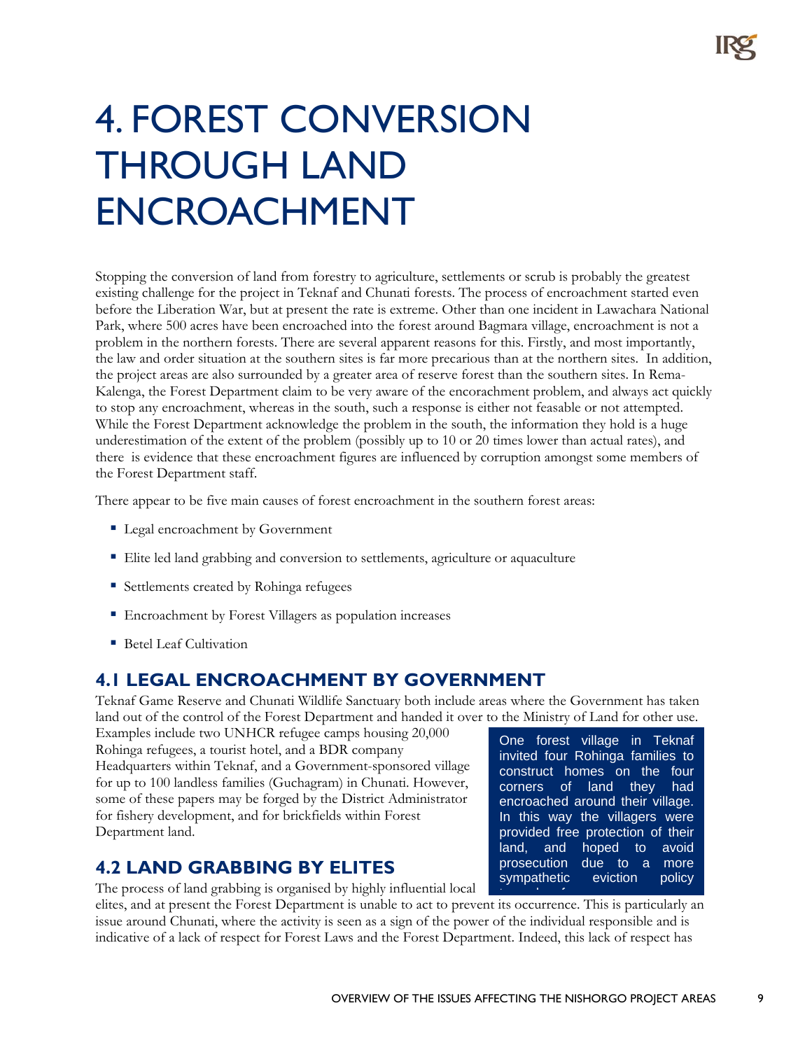# 4. FOREST CONVERSION THROUGH LAND ENCROACHMENT

Stopping the conversion of land from forestry to agriculture, settlements or scrub is probably the greatest existing challenge for the project in Teknaf and Chunati forests. The process of encroachment started even before the Liberation War, but at present the rate is extreme. Other than one incident in Lawachara National Park, where 500 acres have been encroached into the forest around Bagmara village, encroachment is not a problem in the northern forests. There are several apparent reasons for this. Firstly, and most importantly, the law and order situation at the southern sites is far more precarious than at the northern sites. In addition, the project areas are also surrounded by a greater area of reserve forest than the southern sites. In Rema-Kalenga, the Forest Department claim to be very aware of the encorachment problem, and always act quickly to stop any encroachment, whereas in the south, such a response is either not feasable or not attempted. While the Forest Department acknowledge the problem in the south, the information they hold is a huge underestimation of the extent of the problem (possibly up to 10 or 20 times lower than actual rates), and there is evidence that these encroachment figures are influenced by corruption amongst some members of the Forest Department staff.

There appear to be five main causes of forest encroachment in the southern forest areas:

- Legal encroachment by Government
- Elite led land grabbing and conversion to settlements, agriculture or aquaculture
- Settlements created by Rohinga refugees
- Encroachment by Forest Villagers as population increases
- Betel Leaf Cultivation

## 4.1 LEGAL ENCROACHMENT BY GOVERNMENT

Teknaf Game Reserve and Chunati Wildlife Sanctuary both include areas where the Government has taken land out of the control of the Forest Department and handed it over to the Ministry of Land for other use. Examples include two UNHCR refugee camps housing 20,000 Rohinga refugees, a tourist hotel, and a BDR company Headquarters within Teknaf, and a Government-sponsored village for up to 100 landless families (Guchagram) in Chunati. However, some of these papers may be forged by the District Administrator for fishery development, and for brickfields within Forest Department land.

> One forest village in Teknaf invited four Rohinga families to construct homes on the four corners of land they had encroached around their village. In this way the villagers were provided free protection of their land, and hoped to avoid prosecution due to a more sympathetic eviction policy

## 4.2 LAND GRABBING BY ELITES

The process of land grabbing is organised by highly influential local elites, and at present the Forest Department is unable to act to prevent its occurrence. This is particularly an issue around Chunati, where the activity is seen as a sign of the power of the individual responsible and is indicative of a lack of respect for Forest Laws and the Forest Department. Indeed, this lack of respect has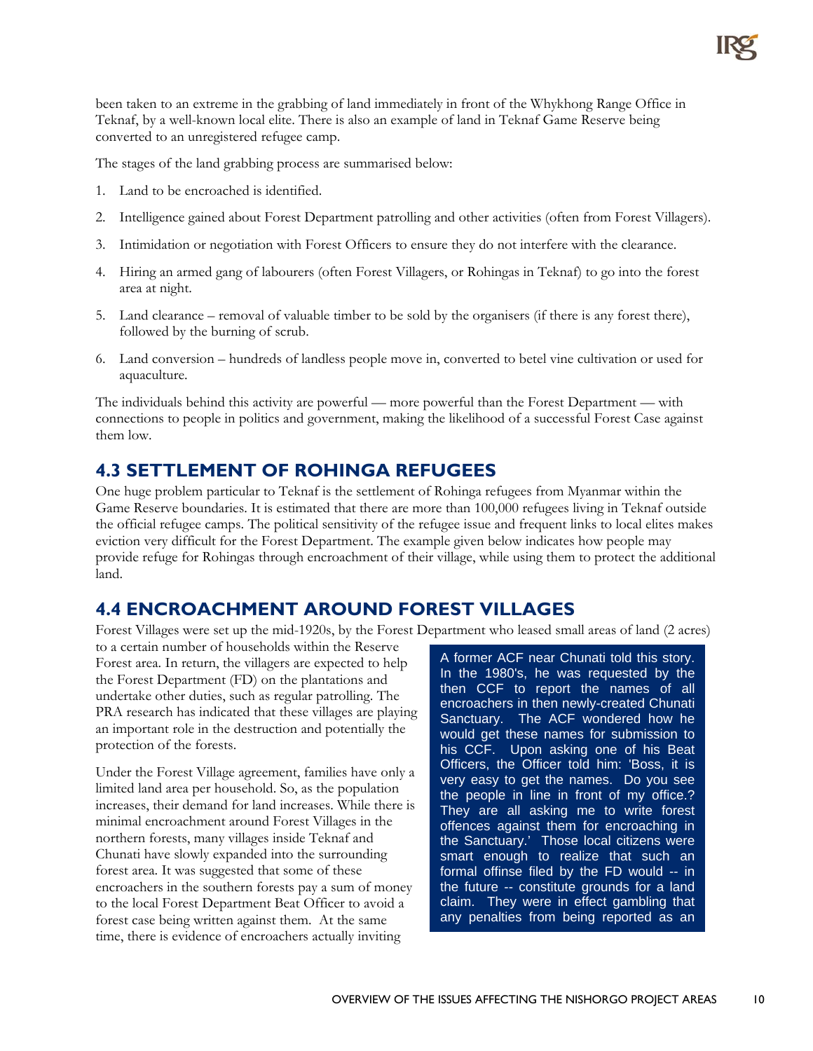been taken to an extreme in the grabbing of land immediately in front of the Whykhong Range Office in Teknaf, by a well-known local elite. There is also an example of land in Teknaf Game Reserve being converted to an unregistered refugee camp.

The stages of the land grabbing process are summarised below:

1. Land to be encroached is identified.
2. Intelligence gained about Forest Department patrolling and other activities (often from Forest Villagers).
3. Intimidation or negotiation with Forest Officers to ensure they do not interfere with the clearance.
4. Hiring an armed gang of labourers (often Forest Villagers, or Rohingas in Teknaf) to go into the forest area at night.
5. Land clearance – removal of valuable timber to be sold by the organisers (if there is any forest there), followed by the burning of scrub.
6. Land conversion – hundreds of landless people move in, converted to betel vine cultivation or used for aquaculture.

The individuals behind this activity are powerful — more powerful than the Forest Department — with connections to people in politics and government, making the likelihood of a successful Forest Case against them low.

## 4.3 SETTLEMENT OF ROHINGA REFUGEES

One huge problem particular to Teknaf is the settlement of Rohinga refugees from Myanmar within the Game Reserve boundaries. It is estimated that there are more than 100,000 refugees living in Teknaf outside the official refugee camps. The political sensitivity of the refugee issue and frequent links to local elites makes eviction very difficult for the Forest Department. The example given below indicates how people may provide refuge for Rohingas through encroachment of their village, while using them to protect the additional land.

## 4.4 ENCROACHMENT AROUND FOREST VILLAGES

Forest Villages were set up the mid-1920s, by the Forest Department who leased small areas of land (2 acres) to a certain number of households within the Reserve Forest area. In return, the villagers are expected to help the Forest Department (FD) on the plantations and undertake other duties, such as regular patrolling. The PRA research has indicated that these villages are playing an important role in the destruction and potentially the protection of the forests.

Under the Forest Village agreement, families have only a limited land area per household. So, as the population increases, their demand for land increases. While there is minimal encroachment around Forest Villages in the northern forests, many villages inside Teknaf and Chunati have slowly expanded into the surrounding forest area. It was suggested that some of these encroachers in the southern forests pay a sum of money to the local Forest Department Beat Officer to avoid a forest case being written against them. At the same time, there is evidence of encroachers actually inviting

> A former ACF near Chunati told this story. In the 1980's, he was requested by the then CCF to report the names of all encroachers in then newly-created Chunati Sanctuary. The ACF wondered how he would get these names for submission to his CCF. Upon asking one of his Beat Officers, the Officer told him: 'Boss, it is very easy to get the names. Do you see the people in line in front of my office.? They are all asking me to write forest offences against them for encroaching in the Sanctuary.' Those local citizens were smart enough to realize that such an formal offinse filed by the FD would -- in the future -- constitute grounds for a land claim. They were in effect gambling that any penalties from being reported as an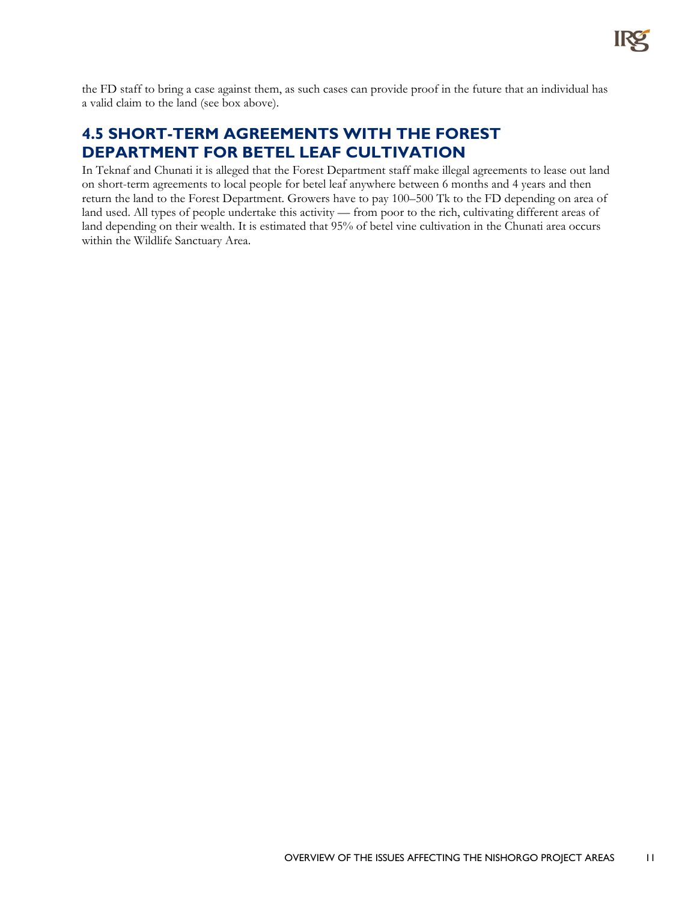the FD staff to bring a case against them, as such cases can provide proof in the future that an individual has a valid claim to the land (see box above).

## 4.5 SHORT-TERM AGREEMENTS WITH THE FOREST DEPARTMENT FOR BETEL LEAF CULTIVATION

In Teknaf and Chunati it is alleged that the Forest Department staff make illegal agreements to lease out land on short-term agreements to local people for betel leaf anywhere between 6 months and 4 years and then return the land to the Forest Department. Growers have to pay 100–500 Tk to the FD depending on area of land used. All types of people undertake this activity — from poor to the rich, cultivating different areas of land depending on their wealth. It is estimated that 95% of betel vine cultivation in the Chunati area occurs within the Wildlife Sanctuary Area.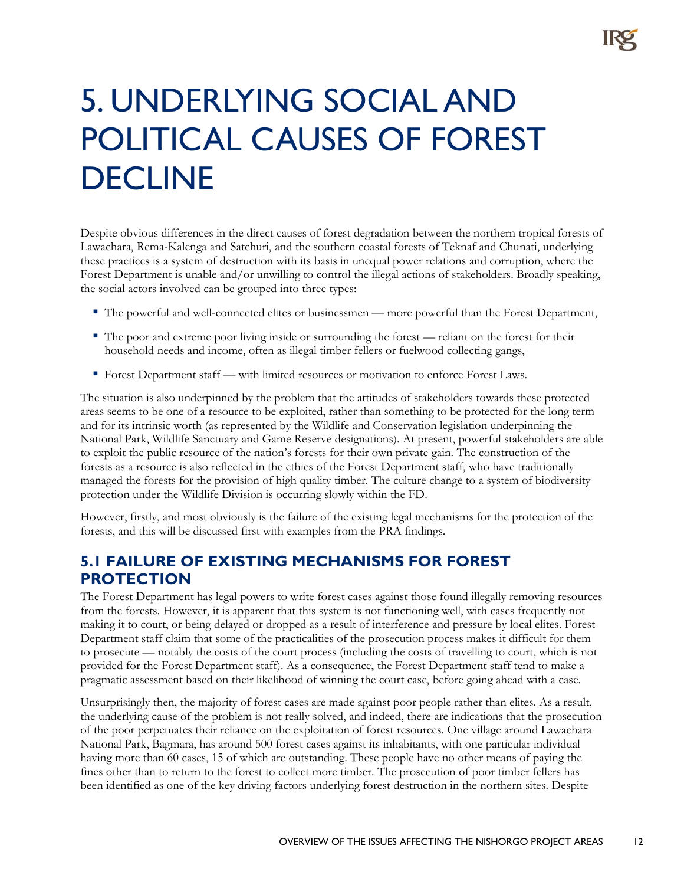# 5. UNDERLYING SOCIAL AND POLITICAL CAUSES OF FOREST DECLINE

Despite obvious differences in the direct causes of forest degradation between the northern tropical forests of Lawachara, Rema-Kalenga and Satchuri, and the southern coastal forests of Teknaf and Chunati, underlying these practices is a system of destruction with its basis in unequal power relations and corruption, where the Forest Department is unable and/or unwilling to control the illegal actions of stakeholders. Broadly speaking, the social actors involved can be grouped into three types:

- The powerful and well-connected elites or businessmen — more powerful than the Forest Department,
- The poor and extreme poor living inside or surrounding the forest — reliant on the forest for their household needs and income, often as illegal timber fellers or fuelwood collecting gangs,
- Forest Department staff — with limited resources or motivation to enforce Forest Laws.

The situation is also underpinned by the problem that the attitudes of stakeholders towards these protected areas seems to be one of a resource to be exploited, rather than something to be protected for the long term and for its intrinsic worth (as represented by the Wildlife and Conservation legislation underpinning the National Park, Wildlife Sanctuary and Game Reserve designations). At present, powerful stakeholders are able to exploit the public resource of the nation's forests for their own private gain. The construction of the forests as a resource is also reflected in the ethics of the Forest Department staff, who have traditionally managed the forests for the provision of high quality timber. The culture change to a system of biodiversity protection under the Wildlife Division is occurring slowly within the FD.

However, firstly, and most obviously is the failure of the existing legal mechanisms for the protection of the forests, and this will be discussed first with examples from the PRA findings.

## 5.1 FAILURE OF EXISTING MECHANISMS FOR FOREST PROTECTION

The Forest Department has legal powers to write forest cases against those found illegally removing resources from the forests. However, it is apparent that this system is not functioning well, with cases frequently not making it to court, or being delayed or dropped as a result of interference and pressure by local elites. Forest Department staff claim that some of the practicalities of the prosecution process makes it difficult for them to prosecute — notably the costs of the court process (including the costs of travelling to court, which is not provided for the Forest Department staff). As a consequence, the Forest Department staff tend to make a pragmatic assessment based on their likelihood of winning the court case, before going ahead with a case.

Unsurprisingly then, the majority of forest cases are made against poor people rather than elites. As a result, the underlying cause of the problem is not really solved, and indeed, there are indications that the prosecution of the poor perpetuates their reliance on the exploitation of forest resources. One village around Lawachara National Park, Bagmara, has around 500 forest cases against its inhabitants, with one particular individual having more than 60 cases, 15 of which are outstanding. These people have no other means of paying the fines other than to return to the forest to collect more timber. The prosecution of poor timber fellers has been identified as one of the key driving factors underlying forest destruction in the northern sites. Despite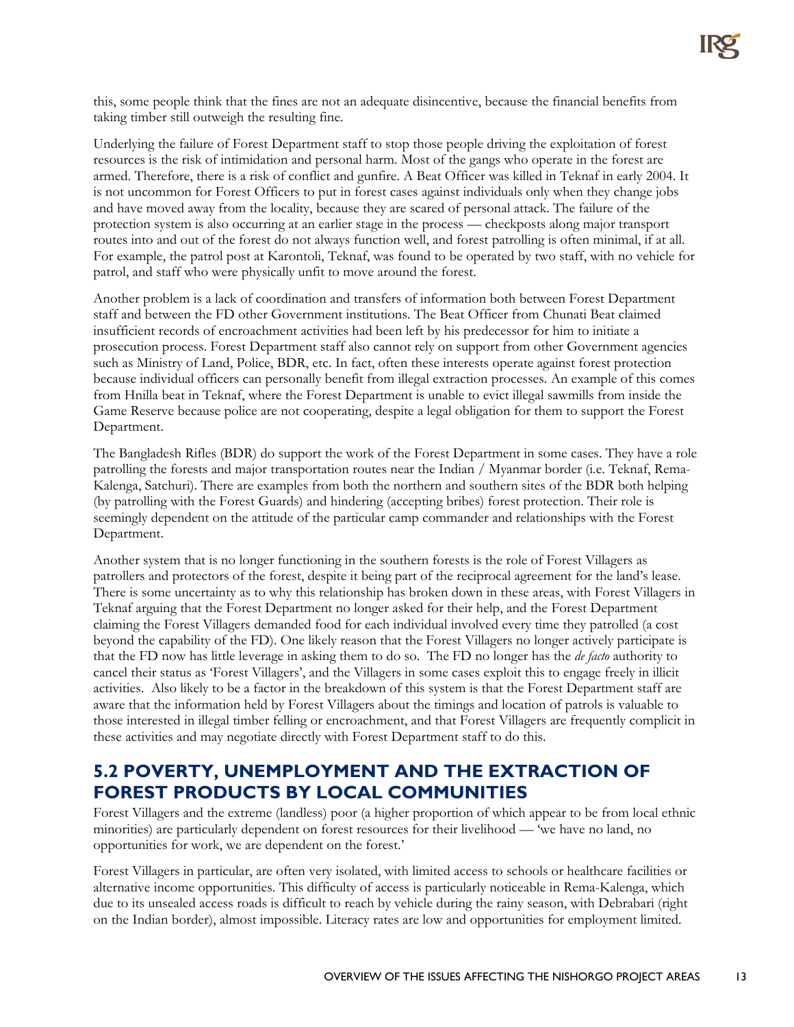this, some people think that the fines are not an adequate disincentive, because the financial benefits from taking timber still outweigh the resulting fine.

Underlying the failure of Forest Department staff to stop those people driving the exploitation of forest resources is the risk of intimidation and personal harm. Most of the gangs who operate in the forest are armed. Therefore, there is a risk of conflict and gunfire. A Beat Officer was killed in Teknaf in early 2004. It is not uncommon for Forest Officers to put in forest cases against individuals only when they change jobs and have moved away from the locality, because they are scared of personal attack. The failure of the protection system is also occurring at an earlier stage in the process — checkposts along major transport routes into and out of the forest do not always function well, and forest patrolling is often minimal, if at all. For example, the patrol post at Karontoli, Teknaf, was found to be operated by two staff, with no vehicle for patrol, and staff who were physically unfit to move around the forest.

Another problem is a lack of coordination and transfers of information both between Forest Department staff and between the FD other Government institutions. The Beat Officer from Chunati Beat claimed insufficient records of encroachment activities had been left by his predecessor for him to initiate a prosecution process. Forest Department staff also cannot rely on support from other Government agencies such as Ministry of Land, Police, BDR, etc. In fact, often these interests operate against forest protection because individual officers can personally benefit from illegal extraction processes. An example of this comes from Hnilla beat in Teknaf, where the Forest Department is unable to evict illegal sawmills from inside the Game Reserve because police are not cooperating, despite a legal obligation for them to support the Forest Department.

The Bangladesh Rifles (BDR) do support the work of the Forest Department in some cases. They have a role patrolling the forests and major transportation routes near the Indian / Myanmar border (i.e. Teknaf, Rema-Kalenga, Satchuri). There are examples from both the northern and southern sites of the BDR both helping (by patrolling with the Forest Guards) and hindering (accepting bribes) forest protection. Their role is seemingly dependent on the attitude of the particular camp commander and relationships with the Forest Department.

Another system that is no longer functioning in the southern forests is the role of Forest Villagers as patrollers and protectors of the forest, despite it being part of the reciprocal agreement for the land's lease. There is some uncertainty as to why this relationship has broken down in these areas, with Forest Villagers in Teknaf arguing that the Forest Department no longer asked for their help, and the Forest Department claiming the Forest Villagers demanded food for each individual involved every time they patrolled (a cost beyond the capability of the FD). One likely reason that the Forest Villagers no longer actively participate is that the FD now has little leverage in asking them to do so. The FD no longer has the *de facto* authority to cancel their status as 'Forest Villagers', and the Villagers in some cases exploit this to engage freely in illicit activities. Also likely to be a factor in the breakdown of this system is that the Forest Department staff are aware that the information held by Forest Villagers about the timings and location of patrols is valuable to those interested in illegal timber felling or encroachment, and that Forest Villagers are frequently complicit in these activities and may negotiate directly with Forest Department staff to do this.

## 5.2 POVERTY, UNEMPLOYMENT AND THE EXTRACTION OF FOREST PRODUCTS BY LOCAL COMMUNITIES

Forest Villagers and the extreme (landless) poor (a higher proportion of which appear to be from local ethnic minorities) are particularly dependent on forest resources for their livelihood — 'we have no land, no opportunities for work, we are dependent on the forest.'

Forest Villagers in particular, are often very isolated, with limited access to schools or healthcare facilities or alternative income opportunities. This difficulty of access is particularly noticeable in Rema-Kalenga, which due to its unsealed access roads is difficult to reach by vehicle during the rainy season, with Debrabari (right on the Indian border), almost impossible. Literacy rates are low and opportunities for employment limited.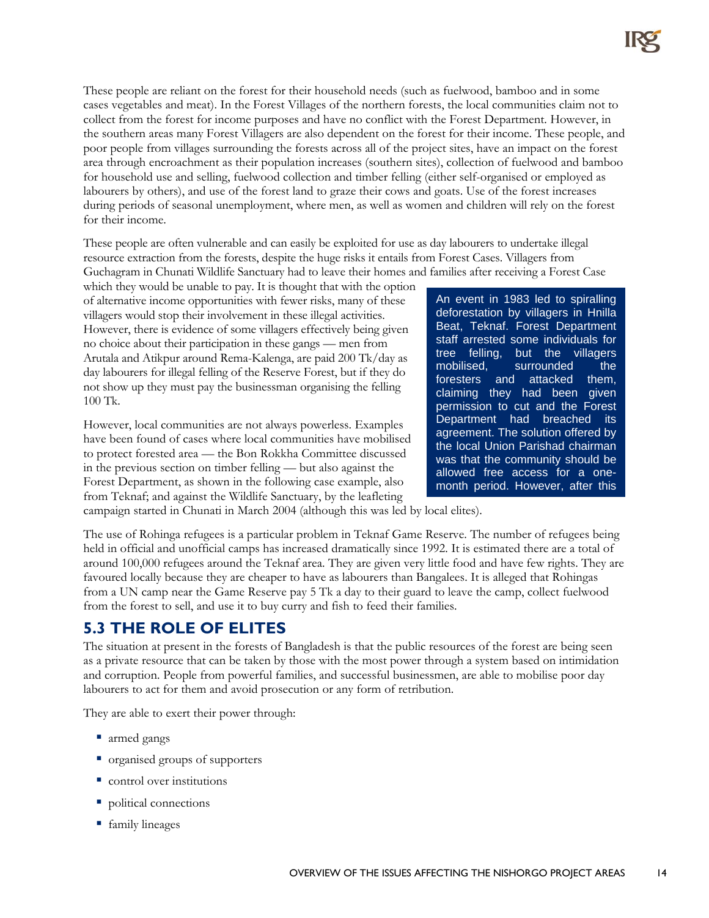These people are reliant on the forest for their household needs (such as fuelwood, bamboo and in some cases vegetables and meat). In the Forest Villages of the northern forests, the local communities claim not to collect from the forest for income purposes and have no conflict with the Forest Department. However, in the southern areas many Forest Villagers are also dependent on the forest for their income. These people, and poor people from villages surrounding the forests across all of the project sites, have an impact on the forest area through encroachment as their population increases (southern sites), collection of fuelwood and bamboo for household use and selling, fuelwood collection and timber felling (either self-organised or employed as labourers by others), and use of the forest land to graze their cows and goats. Use of the forest increases during periods of seasonal unemployment, where men, as well as women and children will rely on the forest for their income.

These people are often vulnerable and can easily be exploited for use as day labourers to undertake illegal resource extraction from the forests, despite the huge risks it entails from Forest Cases. Villagers from Guchagram in Chunati Wildlife Sanctuary had to leave their homes and families after receiving a Forest Case which they would be unable to pay. It is thought that with the option of alternative income opportunities with fewer risks, many of these villagers would stop their involvement in these illegal activities. However, there is evidence of some villagers effectively being given no choice about their participation in these gangs — men from Arutala and Atikpur around Rema-Kalenga, are paid 200 Tk/day as day labourers for illegal felling of the Reserve Forest, but if they do not show up they must pay the businessman organising the felling 100 Tk.

However, local communities are not always powerless. Examples have been found of cases where local communities have mobilised to protect forested area — the Bon Rokkha Committee discussed in the previous section on timber felling — but also against the Forest Department, as shown in the following case example, also from Teknaf; and against the Wildlife Sanctuary, by the leafleting campaign started in Chunati in March 2004 (although this was led by local elites).

> An event in 1983 led to spiralling deforestation by villagers in Hnilla Beat, Teknaf. Forest Department staff arrested some individuals for tree felling, but the villagers mobilised, surrounded the foresters and attacked them, claiming they had been given permission to cut and the Forest Department had breached its agreement. The solution offered by the local Union Parishad chairman was that the community should be allowed free access for a one-month period. However, after this

The use of Rohinga refugees is a particular problem in Teknaf Game Reserve. The number of refugees being held in official and unofficial camps has increased dramatically since 1992. It is estimated there are a total of around 100,000 refugees around the Teknaf area. They are given very little food and have few rights. They are favoured locally because they are cheaper to have as labourers than Bangalees. It is alleged that Rohingas from a UN camp near the Game Reserve pay 5 Tk a day to their guard to leave the camp, collect fuelwood from the forest to sell, and use it to buy curry and fish to feed their families.

## 5.3 THE ROLE OF ELITES

The situation at present in the forests of Bangladesh is that the public resources of the forest are being seen as a private resource that can be taken by those with the most power through a system based on intimidation and corruption. People from powerful families, and successful businessmen, are able to mobilise poor day labourers to act for them and avoid prosecution or any form of retribution.

They are able to exert their power through:

- armed gangs
- organised groups of supporters
- control over institutions
- political connections
- family lineages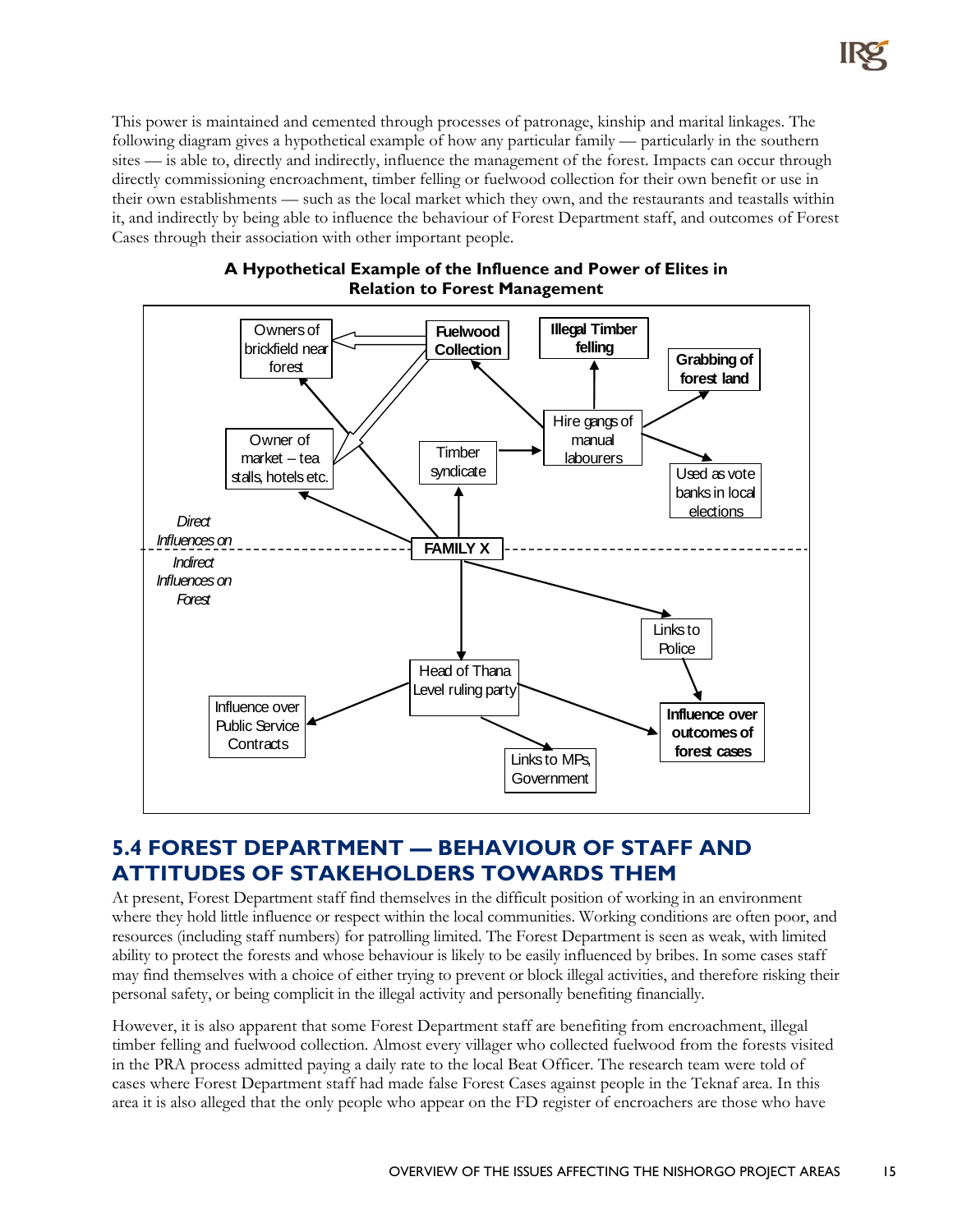This power is maintained and cemented through processes of patronage, kinship and marital linkages. The following diagram gives a hypothetical example of how any particular family — particularly in the southern sites — is able to, directly and indirectly, influence the management of the forest. Impacts can occur through directly commissioning encroachment, timber felling or fuelwood collection for their own benefit or use in their own establishments — such as the local market which they own, and the restaurants and teastalls within it, and indirectly by being able to influence the behaviour of Forest Department staff, and outcomes of Forest Cases through their association with other important people.

**A Hypothetical Example of the Influence and Power of Elites in Relation to Forest Management**

Owners of brickfield near forest

**Fuelwood Collection**

**Illegal Timber felling**

**Grabbing of forest land**

Owner of market – tea stalls, hotels etc.

Timber syndicate

Hire gangs of manual labourers

Used as vote banks in local elections

*Direct Influences on*

**FAMILY X**

*Indirect Influences on Forest*

Links to Police

Head of Thana Level ruling party

Influence over Public Service Contracts

**Influence over outcomes of forest cases**

Links to MPs, Government

## 5.4 FOREST DEPARTMENT — BEHAVIOUR OF STAFF AND ATTITUDES OF STAKEHOLDERS TOWARDS THEM

At present, Forest Department staff find themselves in the difficult position of working in an environment where they hold little influence or respect within the local communities. Working conditions are often poor, and resources (including staff numbers) for patrolling limited. The Forest Department is seen as weak, with limited ability to protect the forests and whose behaviour is likely to be easily influenced by bribes. In some cases staff may find themselves with a choice of either trying to prevent or block illegal activities, and therefore risking their personal safety, or being complicit in the illegal activity and personally benefiting financially.

However, it is also apparent that some Forest Department staff are benefiting from encroachment, illegal timber felling and fuelwood collection. Almost every villager who collected fuelwood from the forests visited in the PRA process admitted paying a daily rate to the local Beat Officer. The research team were told of cases where Forest Department staff had made false Forest Cases against people in the Teknaf area. In this area it is also alleged that the only people who appear on the FD register of encroachers are those who have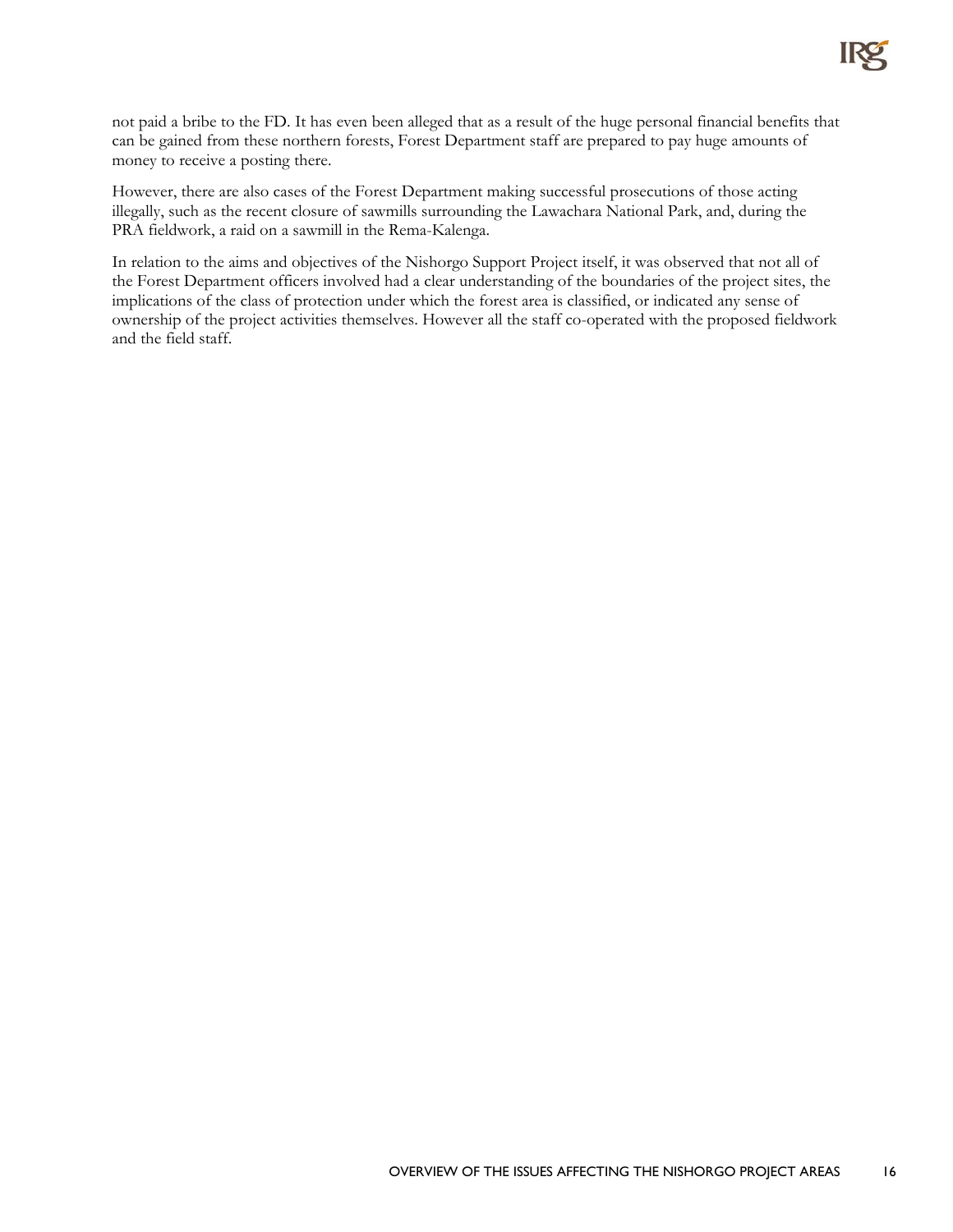not paid a bribe to the FD. It has even been alleged that as a result of the huge personal financial benefits that can be gained from these northern forests, Forest Department staff are prepared to pay huge amounts of money to receive a posting there.

However, there are also cases of the Forest Department making successful prosecutions of those acting illegally, such as the recent closure of sawmills surrounding the Lawachara National Park, and, during the PRA fieldwork, a raid on a sawmill in the Rema-Kalenga.

In relation to the aims and objectives of the Nishorgo Support Project itself, it was observed that not all of the Forest Department officers involved had a clear understanding of the boundaries of the project sites, the implications of the class of protection under which the forest area is classified, or indicated any sense of ownership of the project activities themselves. However all the staff co-operated with the proposed fieldwork and the field staff.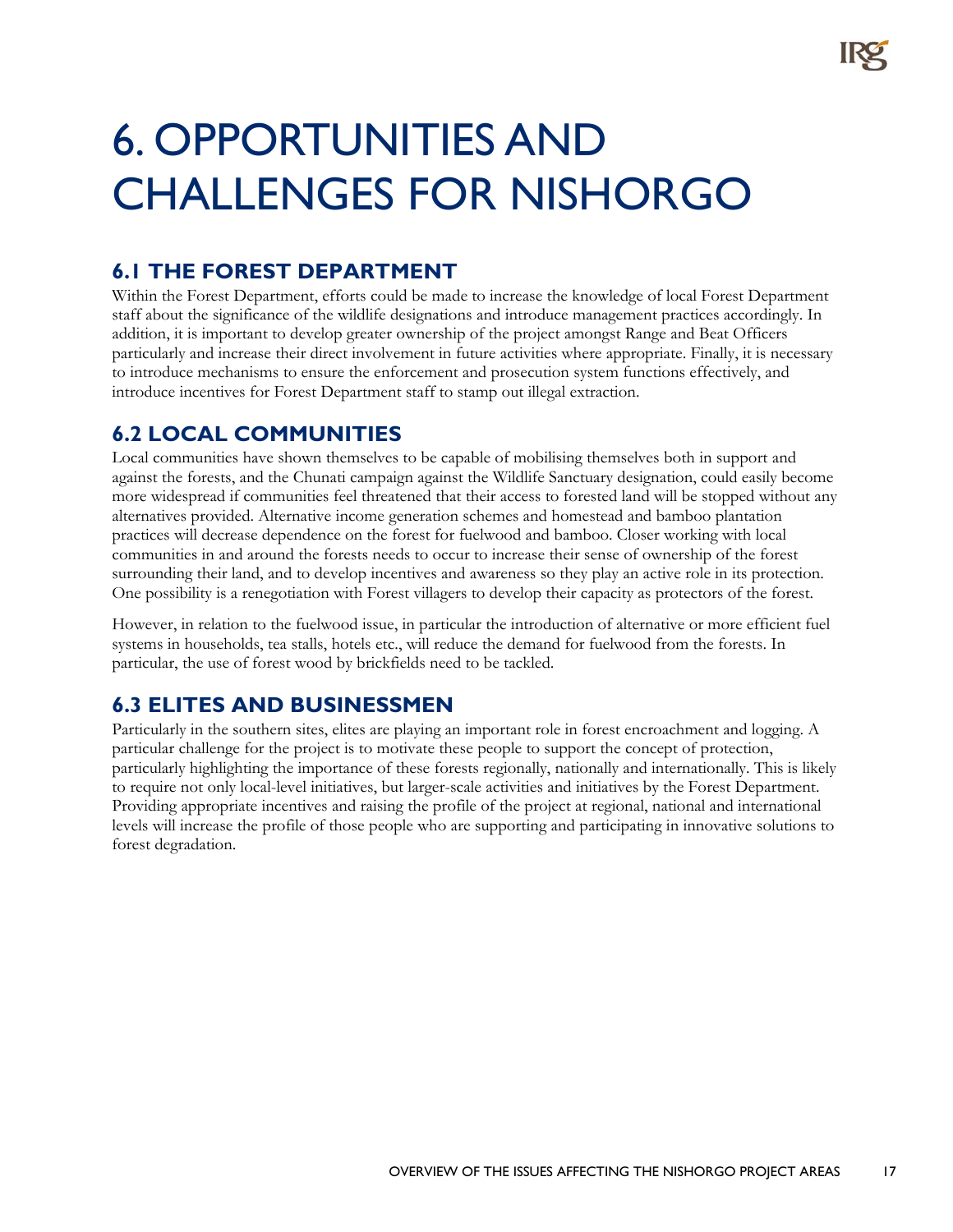# 6. OPPORTUNITIES AND CHALLENGES FOR NISHORGO

## 6.1 THE FOREST DEPARTMENT

Within the Forest Department, efforts could be made to increase the knowledge of local Forest Department staff about the significance of the wildlife designations and introduce management practices accordingly. In addition, it is important to develop greater ownership of the project amongst Range and Beat Officers particularly and increase their direct involvement in future activities where appropriate. Finally, it is necessary to introduce mechanisms to ensure the enforcement and prosecution system functions effectively, and introduce incentives for Forest Department staff to stamp out illegal extraction.

## 6.2 LOCAL COMMUNITIES

Local communities have shown themselves to be capable of mobilising themselves both in support and against the forests, and the Chunati campaign against the Wildlife Sanctuary designation, could easily become more widespread if communities feel threatened that their access to forested land will be stopped without any alternatives provided. Alternative income generation schemes and homestead and bamboo plantation practices will decrease dependence on the forest for fuelwood and bamboo. Closer working with local communities in and around the forests needs to occur to increase their sense of ownership of the forest surrounding their land, and to develop incentives and awareness so they play an active role in its protection. One possibility is a renegotiation with Forest villagers to develop their capacity as protectors of the forest.

However, in relation to the fuelwood issue, in particular the introduction of alternative or more efficient fuel systems in households, tea stalls, hotels etc., will reduce the demand for fuelwood from the forests. In particular, the use of forest wood by brickfields need to be tackled.

## 6.3 ELITES AND BUSINESSMEN

Particularly in the southern sites, elites are playing an important role in forest encroachment and logging. A particular challenge for the project is to motivate these people to support the concept of protection, particularly highlighting the importance of these forests regionally, nationally and internationally. This is likely to require not only local-level initiatives, but larger-scale activities and initiatives by the Forest Department. Providing appropriate incentives and raising the profile of the project at regional, national and international levels will increase the profile of those people who are supporting and participating in innovative solutions to forest degradation.